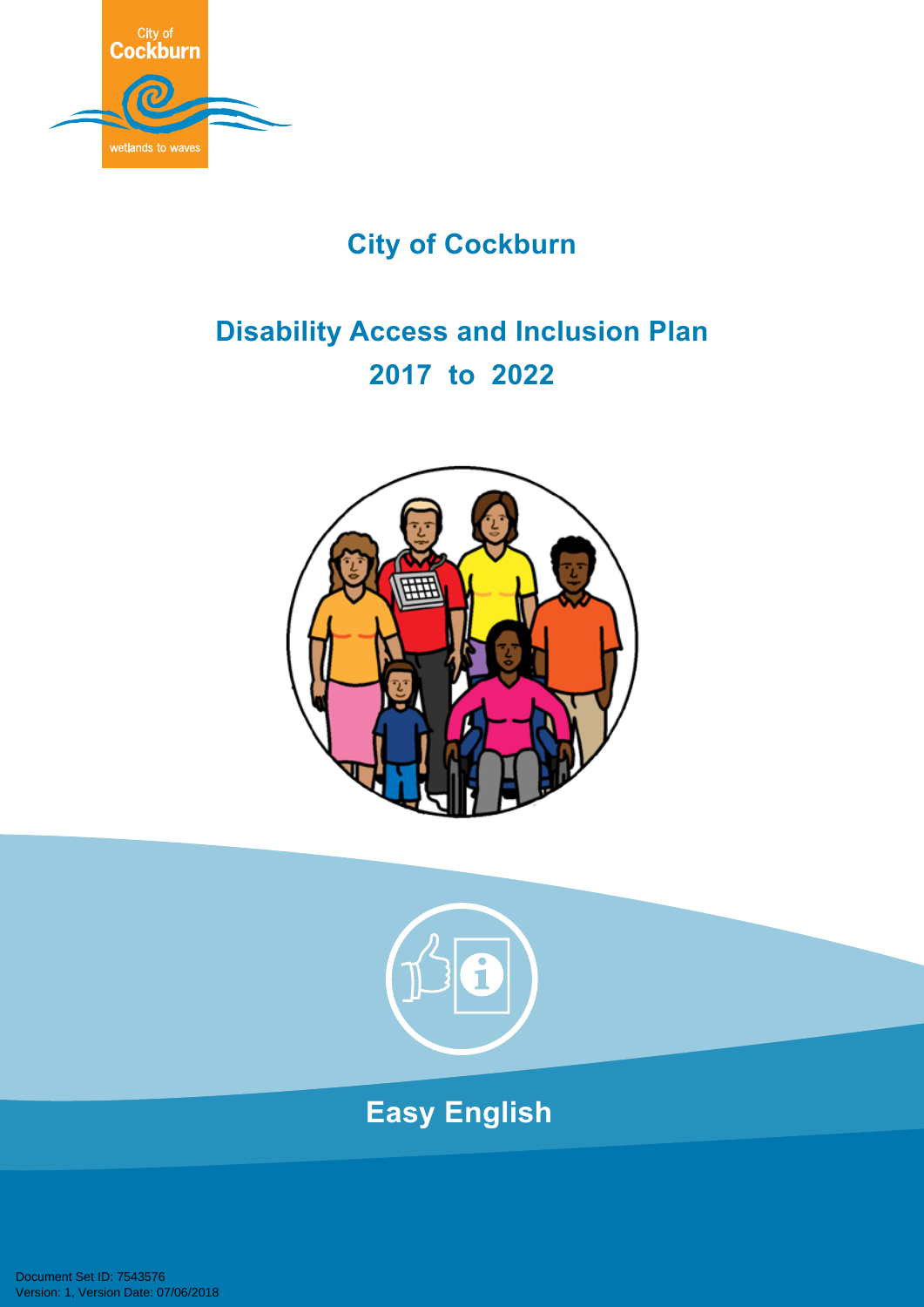# City of Cockburn

## Disability Access and Inclusion Plan
## 2017 to 2022

**Easy English**

Document Set ID: 7543576
Version: 1, Version Date: 07/06/2018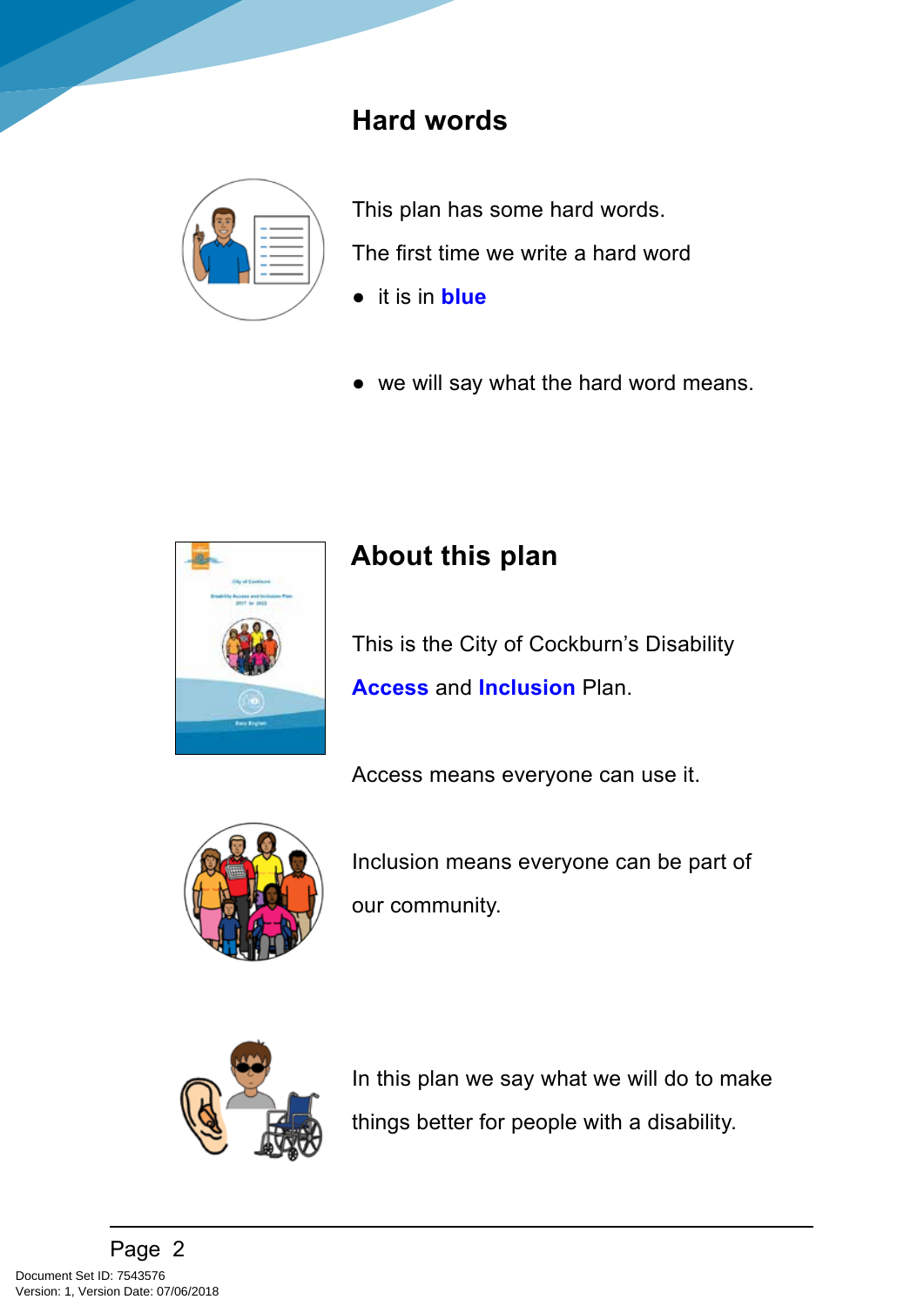## Hard words

This plan has some hard words.

The first time we write a hard word

- it is in **blue**
- we will say what the hard word means.

## About this plan

This is the City of Cockburn's Disability **Access** and **Inclusion** Plan.

Access means everyone can use it.

Inclusion means everyone can be part of our community.

In this plan we say what we will do to make things better for people with a disability.

Document Set ID: 7543576
Version: 1, Version Date: 07/06/2018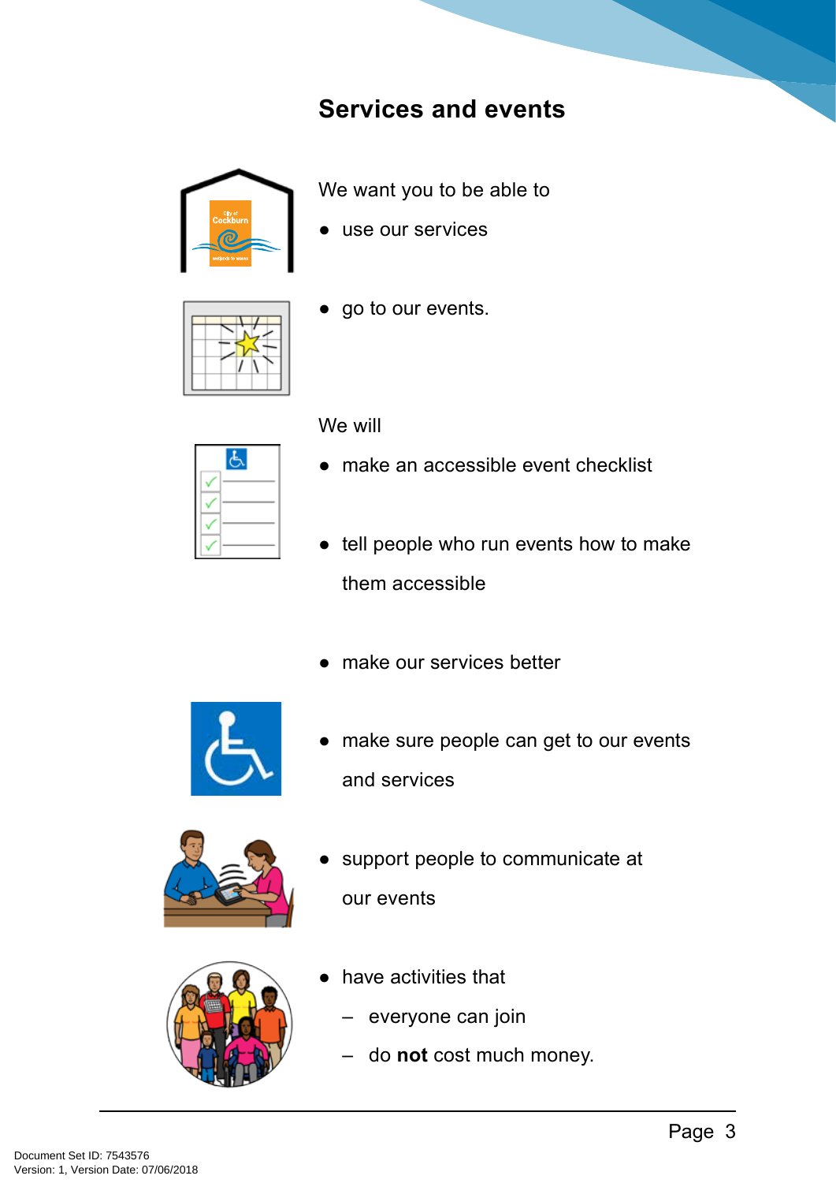## Services and events

We want you to be able to

- use our services
- go to our events.

We will

- make an accessible event checklist
- tell people who run events how to make them accessible
- make our services better
- make sure people can get to our events and services
- support people to communicate at our events
- have activities that
  - everyone can join
  - do **not** cost much money.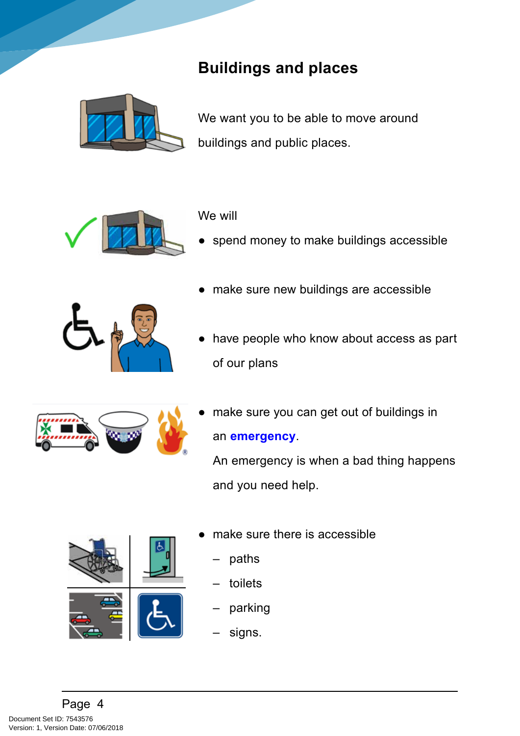## Buildings and places

We want you to be able to move around buildings and public places.

We will

- spend money to make buildings accessible
- make sure new buildings are accessible
- have people who know about access as part of our plans
- make sure you can get out of buildings in an **emergency**.
  An emergency is when a bad thing happens and you need help.
- make sure there is accessible
  - paths
  - toilets
  - parking
  - signs.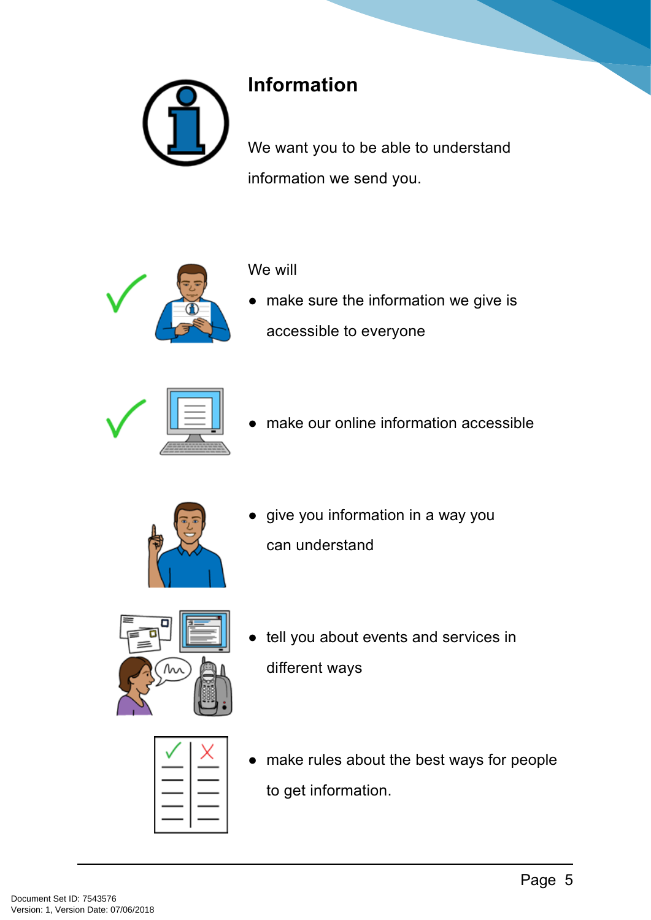## Information

We want you to be able to understand information we send you.

We will

- make sure the information we give is accessible to everyone
- make our online information accessible
- give you information in a way you can understand
- tell you about events and services in different ways
- make rules about the best ways for people to get information.

Document Set ID: 7543576
Version: 1, Version Date: 07/06/2018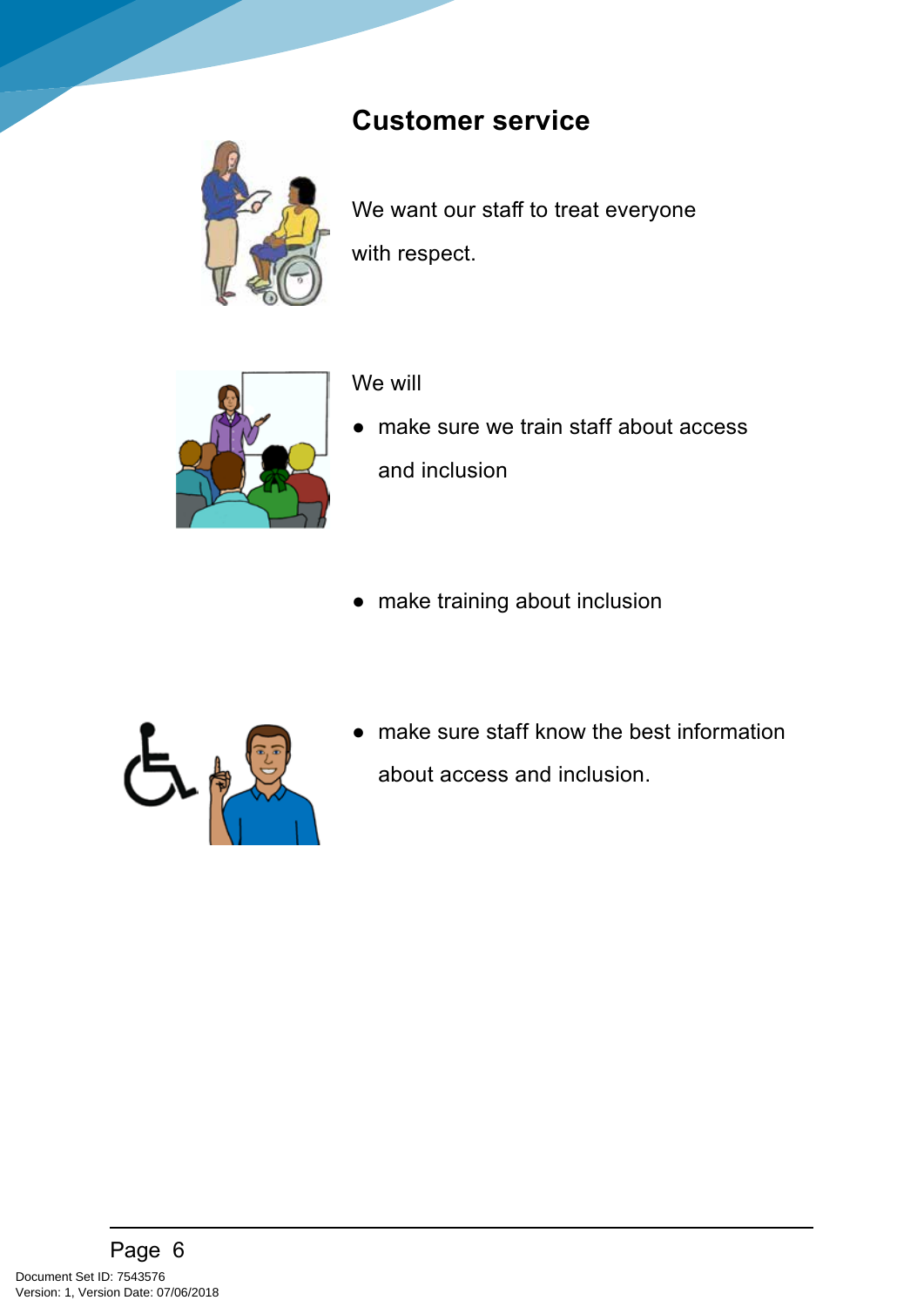## Customer service

We want our staff to treat everyone with respect.

We will

- make sure we train staff about access and inclusion
- make training about inclusion
- make sure staff know the best information about access and inclusion.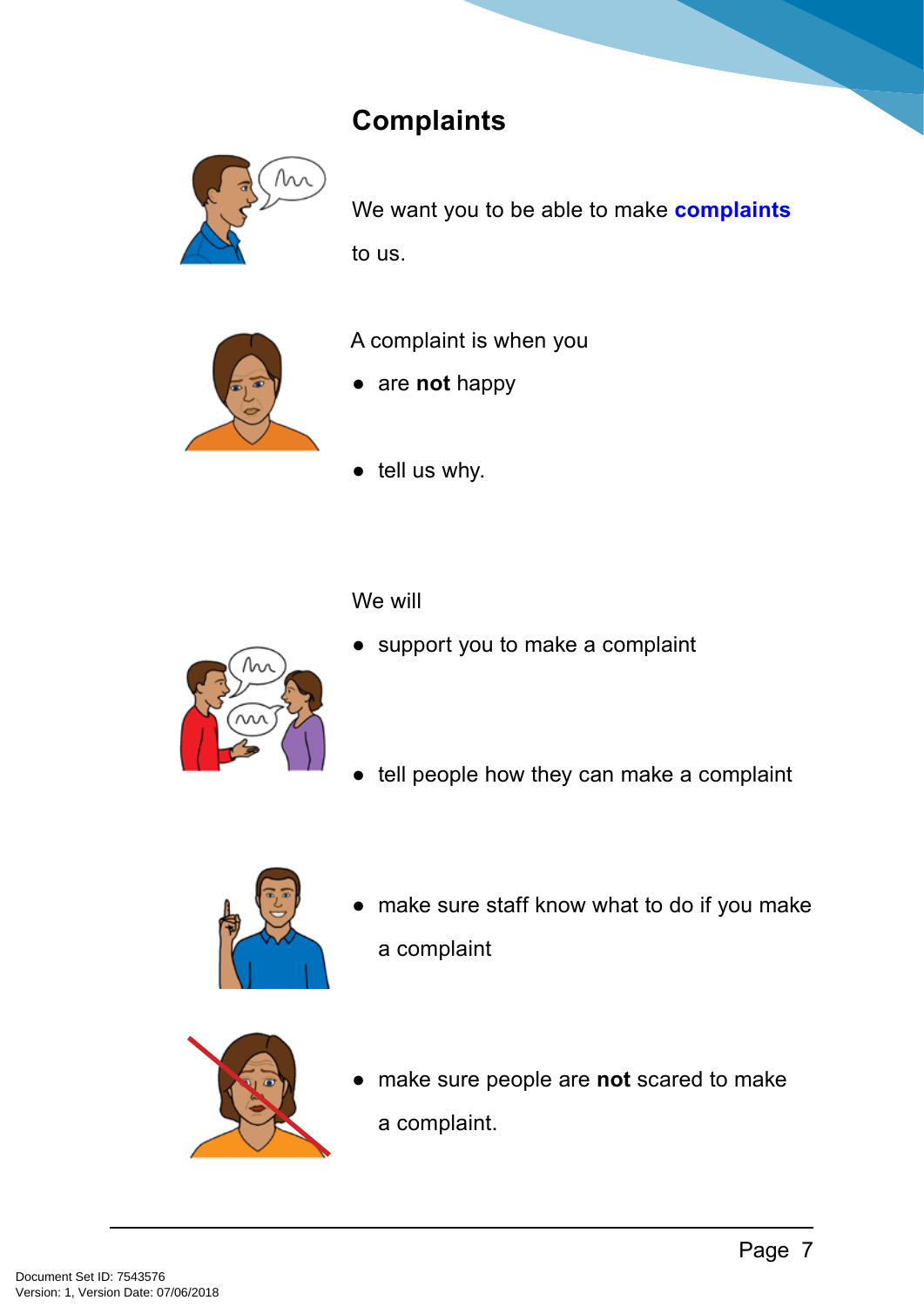## Complaints

We want you to be able to make **complaints** to us.

A complaint is when you

- are **not** happy
- tell us why.

We will

- support you to make a complaint
- tell people how they can make a complaint
- make sure staff know what to do if you make a complaint
- make sure people are **not** scared to make a complaint.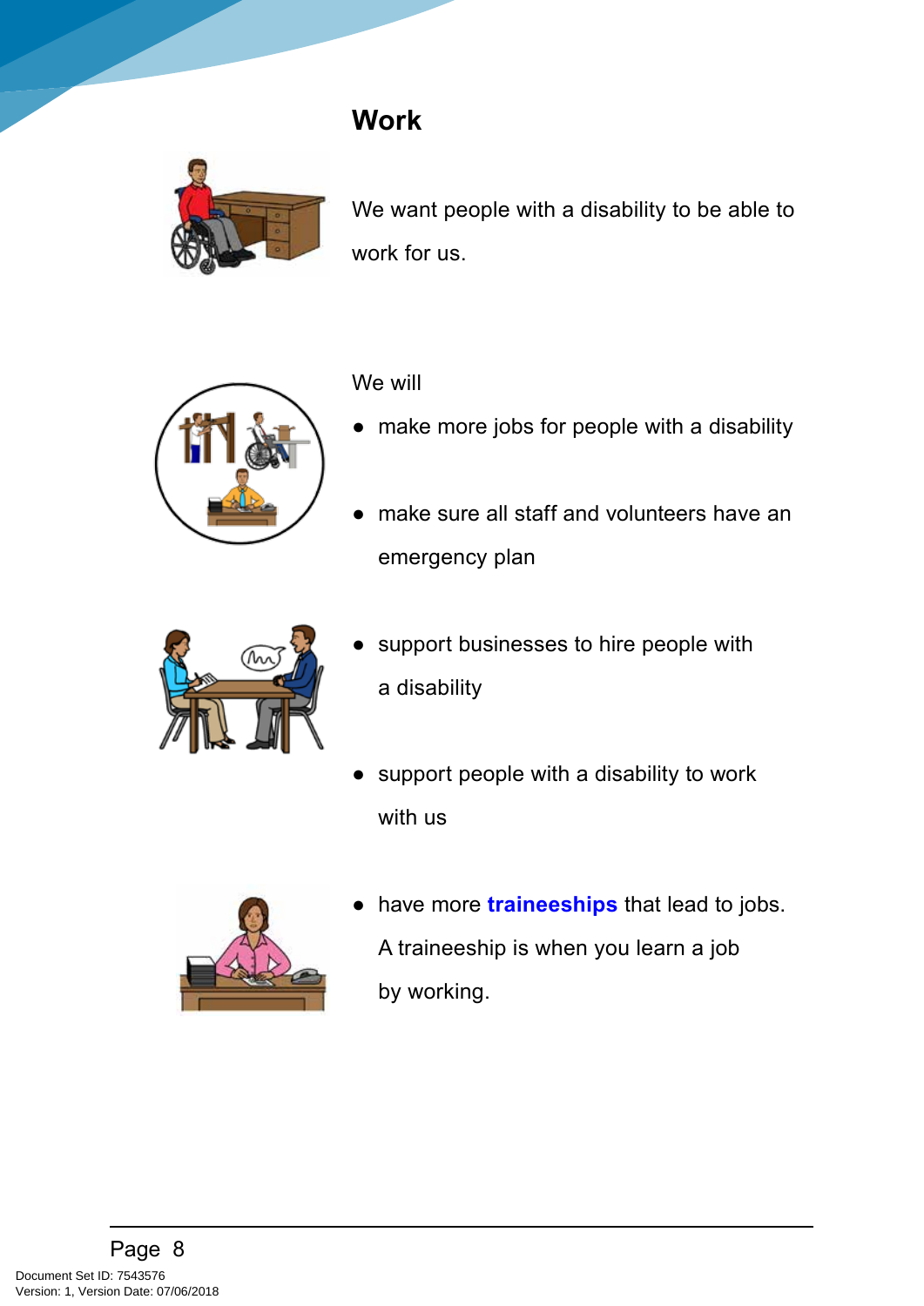# Work

We want people with a disability to be able to work for us.

We will

- make more jobs for people with a disability
- make sure all staff and volunteers have an emergency plan
- support businesses to hire people with a disability
- support people with a disability to work with us
- have more **traineeships** that lead to jobs. A traineeship is when you learn a job by working.

Document Set ID: 7543576
Version: 1, Version Date: 07/06/2018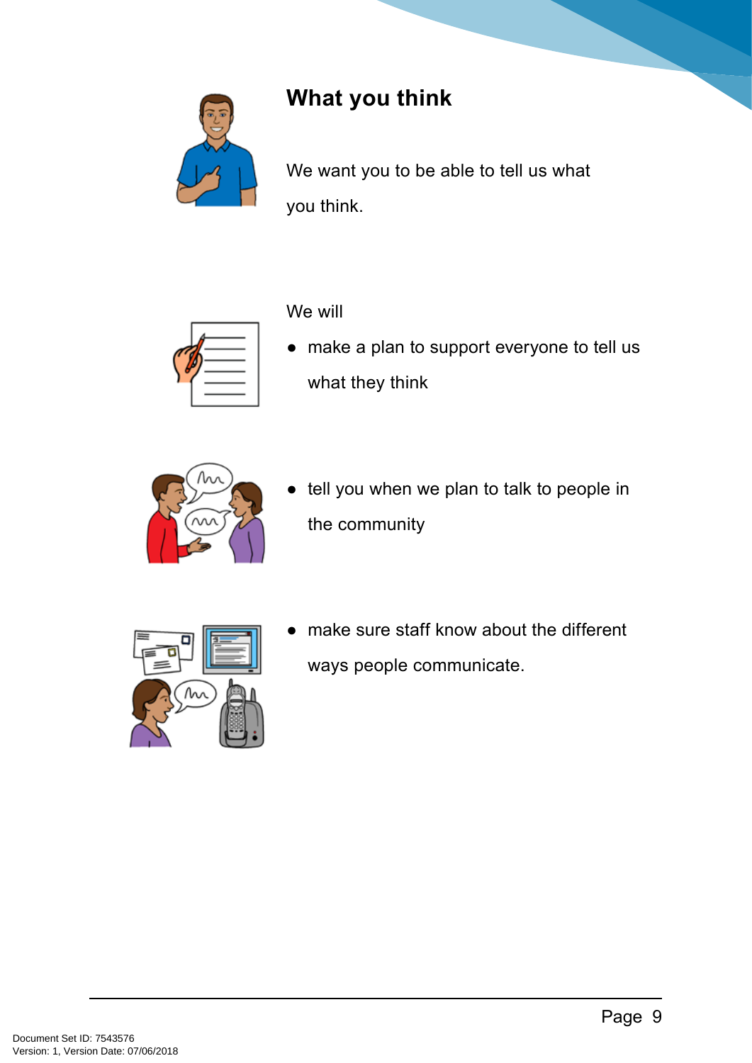## What you think

We want you to be able to tell us what you think.

We will

- make a plan to support everyone to tell us what they think
- tell you when we plan to talk to people in the community
- make sure staff know about the different ways people communicate.

Document Set ID: 7543576
Version: 1, Version Date: 07/06/2018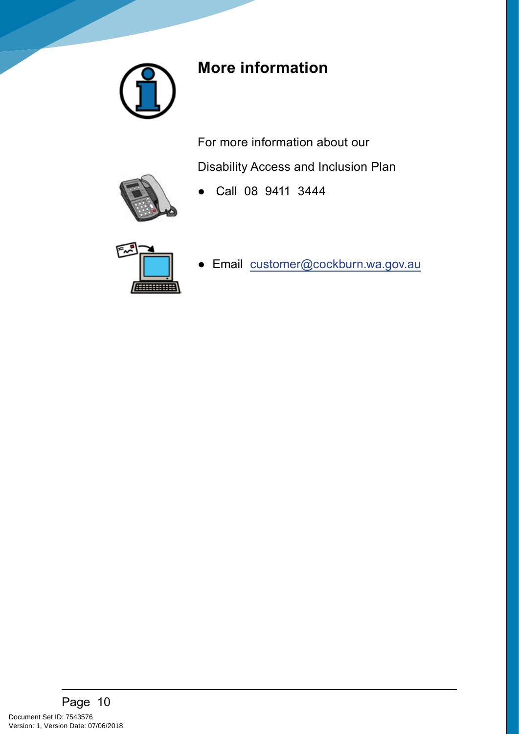# More information

For more information about our

Disability Access and Inclusion Plan

- Call 08 9411 3444

- Email customer@cockburn.wa.gov.au

Document Set ID: 7543576
Version: 1, Version Date: 07/06/2018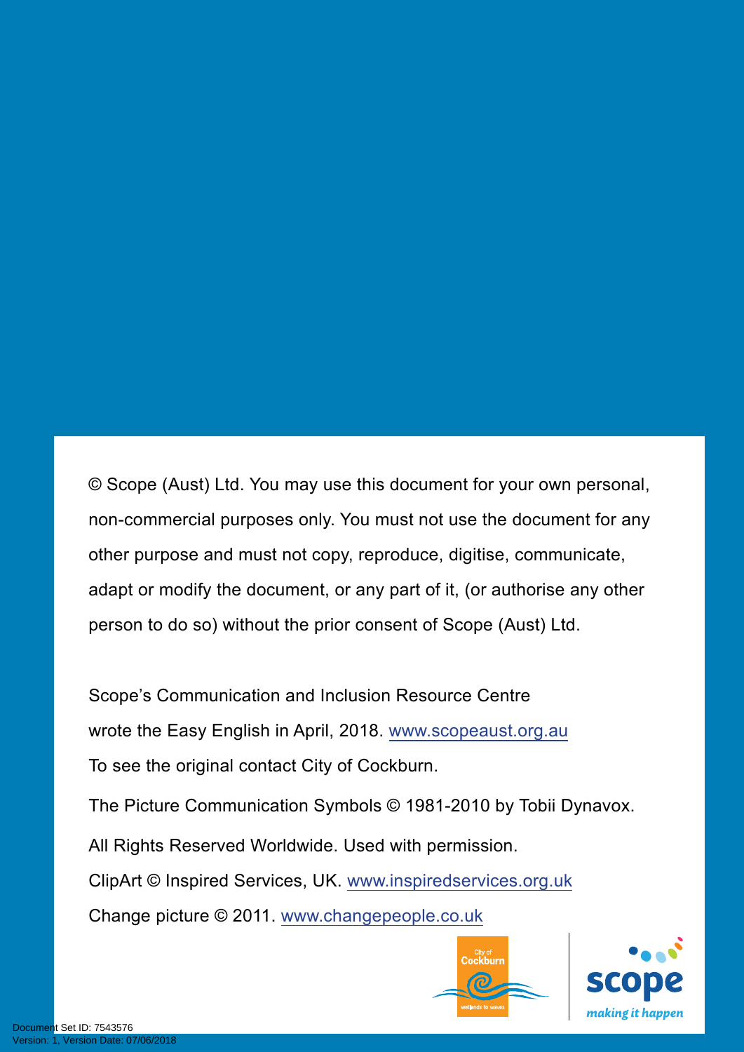© Scope (Aust) Ltd. You may use this document for your own personal, non-commercial purposes only. You must not use the document for any other purpose and must not copy, reproduce, digitise, communicate, adapt or modify the document, or any part of it, (or authorise any other person to do so) without the prior consent of Scope (Aust) Ltd.

Scope's Communication and Inclusion Resource Centre wrote the Easy English in April, 2018. www.scopeaust.org.au

To see the original contact City of Cockburn.

The Picture Communication Symbols © 1981-2010 by Tobii Dynavox.

All Rights Reserved Worldwide. Used with permission.

ClipArt © Inspired Services, UK. www.inspiredservices.org.uk

Change picture © 2011. www.changepeople.co.uk

City of Cockburn wetlands to waves

scope making it happen

Document Set ID: 7543576
Version: 1, Version Date: 07/06/2018